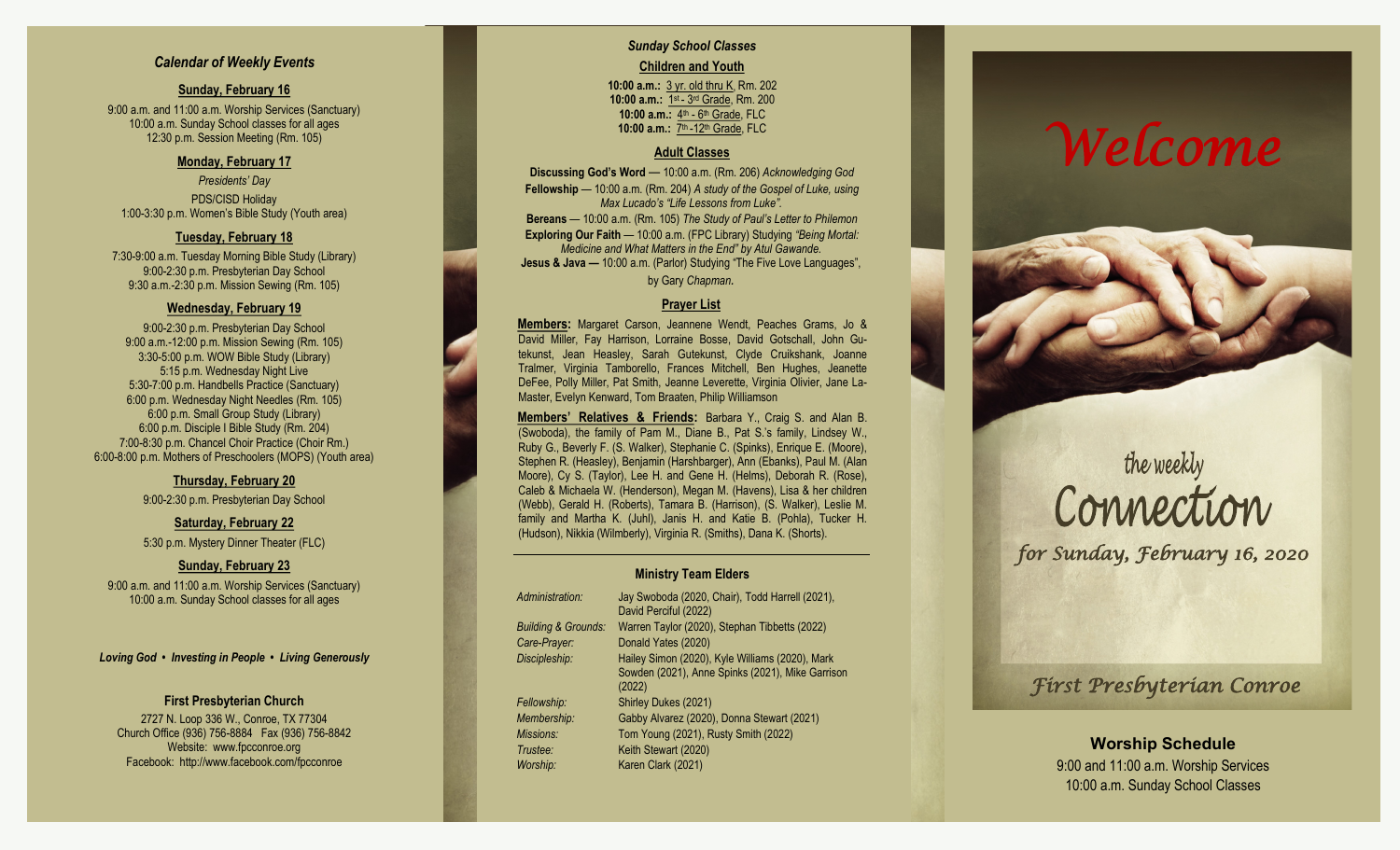### *Calendar of Weekly Events*

**Sunday, February 16**

9:00 a.m. and 11:00 a.m. Worship Services (Sanctuary)
10:00 a.m. Sunday School classes for all ages
12:30 p.m. Session Meeting (Rm. 105)

**Monday, February 17**

*Presidents' Day*
PDS/CISD Holiday
1:00-3:30 p.m. Women's Bible Study (Youth area)

**Tuesday, February 18**

7:30-9:00 a.m. Tuesday Morning Bible Study (Library)
9:00-2:30 p.m. Presbyterian Day School
9:30 a.m.-2:30 p.m. Mission Sewing (Rm. 105)

**Wednesday, February 19**

9:00-2:30 p.m. Presbyterian Day School
9:00 a.m.-12:00 p.m. Mission Sewing (Rm. 105)
3:30-5:00 p.m. WOW Bible Study (Library)
5:15 p.m. Wednesday Night Live
5:30-7:00 p.m. Handbells Practice (Sanctuary)
6:00 p.m. Wednesday Night Needles (Rm. 105)
6:00 p.m. Small Group Study (Library)
6:00 p.m. Disciple I Bible Study (Rm. 204)
7:00-8:30 p.m. Chancel Choir Practice (Choir Rm.)
6:00-8:00 p.m. Mothers of Preschoolers (MOPS) (Youth area)

**Thursday, February 20**

9:00-2:30 p.m. Presbyterian Day School

**Saturday, February 22**

5:30 p.m. Mystery Dinner Theater (FLC)

**Sunday, February 23**

9:00 a.m. and 11:00 a.m. Worship Services (Sanctuary)
10:00 a.m. Sunday School classes for all ages

*Loving God • Investing in People • Living Generously*

**First Presbyterian Church**
2727 N. Loop 336 W., Conroe, TX 77304
Church Office (936) 756-8884 Fax (936) 756-8842
Website: www.fpcconroe.org
Facebook: http://www.facebook.com/fpcconroe

### *Sunday School Classes*

**Children and Youth**

**10:00 a.m.:** 3 yr. old thru K, Rm. 202
**10:00 a.m.:** 1st - 3rd Grade, Rm. 200
**10:00 a.m.:** 4th - 6th Grade, FLC
**10:00 a.m.:** 7th -12th Grade, FLC

**Adult Classes**

**Discussing God's Word** — 10:00 a.m. (Rm. 206) *Acknowledging God*
**Fellowship** — 10:00 a.m. (Rm. 204) *A study of the Gospel of Luke, using Max Lucado's "Life Lessons from Luke".*
**Bereans** — 10:00 a.m. (Rm. 105) *The Study of Paul's Letter to Philemon*
**Exploring Our Faith** — 10:00 a.m. (FPC Library) Studying *"Being Mortal: Medicine and What Matters in the End" by Atul Gawande.*
**Jesus & Java —** 10:00 a.m. (Parlor) Studying "The Five Love Languages", by Gary *Chapman.*

**Prayer List**

**Members:** Margaret Carson, Jeannene Wendt, Peaches Grams, Jo & David Miller, Fay Harrison, Lorraine Bosse, David Gotschall, John Gutekunst, Jean Heasley, Sarah Gutekunst, Clyde Cruikshank, Joanne Tralmer, Virginia Tamborello, Frances Mitchell, Ben Hughes, Jeanette DeFee, Polly Miller, Pat Smith, Jeanne Leverette, Virginia Olivier, Jane LaMaster, Evelyn Kenward, Tom Braaten, Philip Williamson

**Members' Relatives & Friends:** Barbara Y., Craig S. and Alan B. (Swoboda), the family of Pam M., Diane B., Pat S.'s family, Lindsey W., Ruby G., Beverly F. (S. Walker), Stephanie C. (Spinks), Enrique E. (Moore), Stephen R. (Heasley), Benjamin (Harshbarger), Ann (Ebanks), Paul M. (Alan Moore), Cy S. (Taylor), Lee H. and Gene H. (Helms), Deborah R. (Rose), Caleb & Michaela W. (Henderson), Megan M. (Havens), Lisa & her children (Webb), Gerald H. (Roberts), Tamara B. (Harrison), (S. Walker), Leslie M. family and Martha K. (Juhl), Janis H. and Katie B. (Pohla), Tucker H. (Hudson), Nikkia (Wilmberly), Virginia R. (Smiths), Dana K. (Shorts).

**Ministry Team Elders**

| | |
|---|---|
| *Administration:* | Jay Swoboda (2020, Chair), Todd Harrell (2021), David Perciful (2022) |
| *Building & Grounds:* | Warren Taylor (2020), Stephan Tibbetts (2022) |
| *Care-Prayer:* | Donald Yates (2020) |
| *Discipleship:* | Hailey Simon (2020), Kyle Williams (2020), Mark Sowden (2021), Anne Spinks (2021), Mike Garrison (2022) |
| *Fellowship:* | Shirley Dukes (2021) |
| *Membership:* | Gabby Alvarez (2020), Donna Stewart (2021) |
| *Missions:* | Tom Young (2021), Rusty Smith (2022) |
| *Trustee:* | Keith Stewart (2020) |
| *Worship:* | Karen Clark (2021) |

# Welcome

## the weekly Connection

*for Sunday, February 16, 2020*

*First Presbyterian Conroe*

**Worship Schedule**
9:00 and 11:00 a.m. Worship Services
10:00 a.m. Sunday School Classes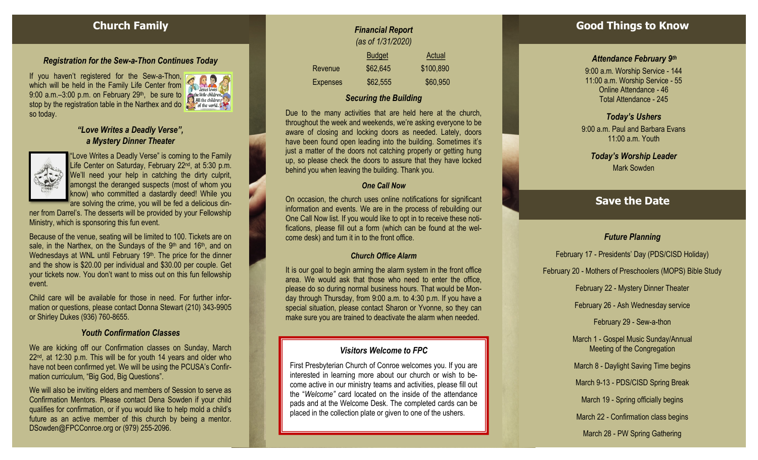## Church Family

### *Registration for the Sew-a-Thon Continues Today*

If you haven't registered for the Sew-a-Thon, which will be held in the Family Life Center from 9:00 a.m.–3:00 p.m. on February 29th, be sure to stop by the registration table in the Narthex and do so today.

### *"Love Writes a Deadly Verse", a Mystery Dinner Theater*

"Love Writes a Deadly Verse" is coming to the Family Life Center on Saturday, February 22nd, at 5:30 p.m. We'll need your help in catching the dirty culprit, amongst the deranged suspects (most of whom you know) who committed a dastardly deed! While you are solving the crime, you will be fed a delicious dinner from Darrel's. The desserts will be provided by your Fellowship Ministry, which is sponsoring this fun event.

Because of the venue, seating will be limited to 100. Tickets are on sale, in the Narthex, on the Sundays of the 9th and 16th, and on Wednesdays at WNL until February 19th. The price for the dinner and the show is $20.00 per individual and $30.00 per couple. Get your tickets now. You don't want to miss out on this fun fellowship event.

Child care will be available for those in need. For further information or questions, please contact Donna Stewart (210) 343-9905 or Shirley Dukes (936) 760-8655.

### *Youth Confirmation Classes*

We are kicking off our Confirmation classes on Sunday, March 22nd, at 12:30 p.m. This will be for youth 14 years and older who have not been confirmed yet. We will be using the PCUSA's Confirmation curriculum, "Big God, Big Questions".

We will also be inviting elders and members of Session to serve as Confirmation Mentors. Please contact Dena Sowden if your child qualifies for confirmation, or if you would like to help mold a child's future as an active member of this church by being a mentor. DSowden@FPCConroe.org or (979) 255-2096.

### *Financial Report*
*(as of 1/31/2020)*

| | Budget | Actual |
|---|---|---|
| Revenue | $62,645 | $100,890 |
| Expenses | $62,555 | $60,950 |

### *Securing the Building*

Due to the many activities that are held here at the church, throughout the week and weekends, we're asking everyone to be aware of closing and locking doors as needed. Lately, doors have been found open leading into the building. Sometimes it's just a matter of the doors not catching properly or getting hung up, so please check the doors to assure that they have locked behind you when leaving the building. Thank you.

### *One Call Now*

On occasion, the church uses online notifications for significant information and events. We are in the process of rebuilding our One Call Now list. If you would like to opt in to receive these notifications, please fill out a form (which can be found at the welcome desk) and turn it in to the front office.

### *Church Office Alarm*

It is our goal to begin arming the alarm system in the front office area. We would ask that those who need to enter the office, please do so during normal business hours. That would be Monday through Thursday, from 9:00 a.m. to 4:30 p.m. If you have a special situation, please contact Sharon or Yvonne, so they can make sure you are trained to deactivate the alarm when needed.

### *Visitors Welcome to FPC*

First Presbyterian Church of Conroe welcomes you. If you are interested in learning more about our church or wish to become active in our ministry teams and activities, please fill out the "*Welcome"* card located on the inside of the attendance pads and at the Welcome Desk. The completed cards can be placed in the collection plate or given to one of the ushers.

## Good Things to Know

### *Attendance February 9th*

9:00 a.m. Worship Service - 144
11:00 a.m. Worship Service - 55
Online Attendance - 46
Total Attendance - 245

### *Today's Ushers*

9:00 a.m. Paul and Barbara Evans
11:00 a.m. Youth

### *Today's Worship Leader*

Mark Sowden

## Save the Date

### *Future Planning*

February 17 - Presidents' Day (PDS/CISD Holiday)

February 20 - Mothers of Preschoolers (MOPS) Bible Study

February 22 - Mystery Dinner Theater

February 26 - Ash Wednesday service

February 29 - Sew-a-thon

March 1 - Gospel Music Sunday/Annual Meeting of the Congregation

March 8 - Daylight Saving Time begins

March 9-13 - PDS/CISD Spring Break

March 19 - Spring officially begins

March 22 - Confirmation class begins

March 28 - PW Spring Gathering